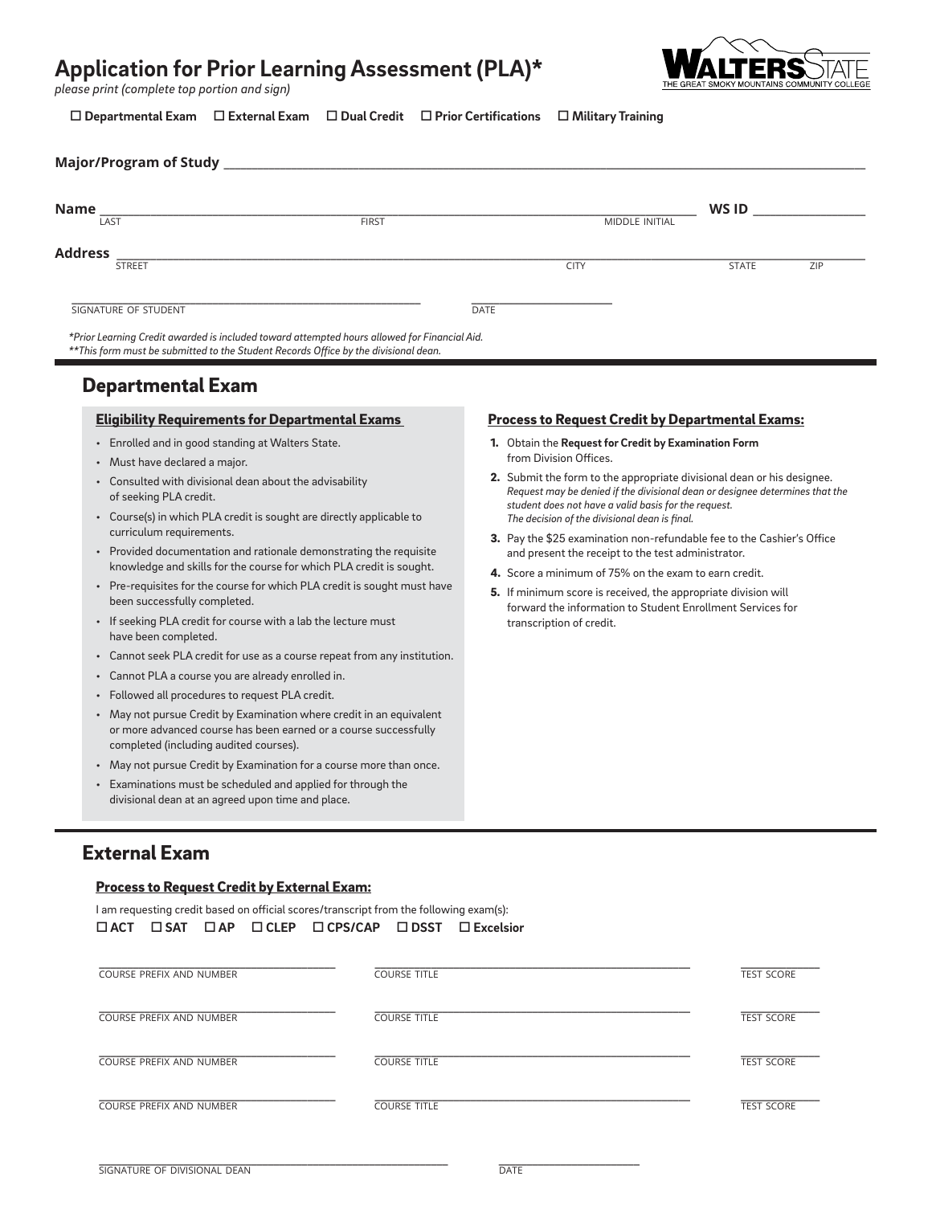# Application for Prior Learning Assessment (PLA)*

WALTERS STATE
THE GREAT SMOKY MOUNTAINS COMMUNITY COLLEGE

*please print (complete top portion and sign)*

☐ **Departmental Exam** ☐ **External Exam** ☐ **Dual Credit** ☐ **Prior Certifications** ☐ **Military Training**

**Major/Program of Study** ______________________________________________

**Name** ______________________________________________ **WS ID** ________________
LAST FIRST MIDDLE INITIAL

**Address** ______________________________________________
STREET CITY STATE ZIP

______________________________ ________________
SIGNATURE OF STUDENT DATE

*\*Prior Learning Credit awarded is included toward attempted hours allowed for Financial Aid.*
*\*\*This form must be submitted to the Student Records Office by the divisional dean.*

## Departmental Exam

### Eligibility Requirements for Departmental Exams

- Enrolled and in good standing at Walters State.
- Must have declared a major.
- Consulted with divisional dean about the advisability of seeking PLA credit.
- Course(s) in which PLA credit is sought are directly applicable to curriculum requirements.
- Provided documentation and rationale demonstrating the requisite knowledge and skills for the course for which PLA credit is sought.
- Pre-requisites for the course for which PLA credit is sought must have been successfully completed.
- If seeking PLA credit for course with a lab the lecture must have been completed.
- Cannot seek PLA credit for use as a course repeat from any institution.
- Cannot PLA a course you are already enrolled in.
- Followed all procedures to request PLA credit.
- May not pursue Credit by Examination where credit in an equivalent or more advanced course has been earned or a course successfully completed (including audited courses).
- May not pursue Credit by Examination for a course more than once.
- Examinations must be scheduled and applied for through the divisional dean at an agreed upon time and place.

### Process to Request Credit by Departmental Exams:

1. Obtain the **Request for Credit by Examination Form** from Division Offices.
2. Submit the form to the appropriate divisional dean or his designee. *Request may be denied if the divisional dean or designee determines that the student does not have a valid basis for the request. The decision of the divisional dean is final.*
3. Pay the $25 examination non-refundable fee to the Cashier's Office and present the receipt to the test administrator.
4. Score a minimum of 75% on the exam to earn credit.
5. If minimum score is received, the appropriate division will forward the information to Student Enrollment Services for transcription of credit.

## External Exam

### Process to Request Credit by External Exam:

I am requesting credit based on official scores/transcript from the following exam(s):

☐ **ACT** ☐ **SAT** ☐ **AP** ☐ **CLEP** ☐ **CPS/CAP** ☐ **DSST** ☐ **Excelsior**

| COURSE PREFIX AND NUMBER | COURSE TITLE | TEST SCORE |
|---|---|---|
| | | |
| | | |
| | | |
| | | |

______________________________ ________________
SIGNATURE OF DIVISIONAL DEAN DATE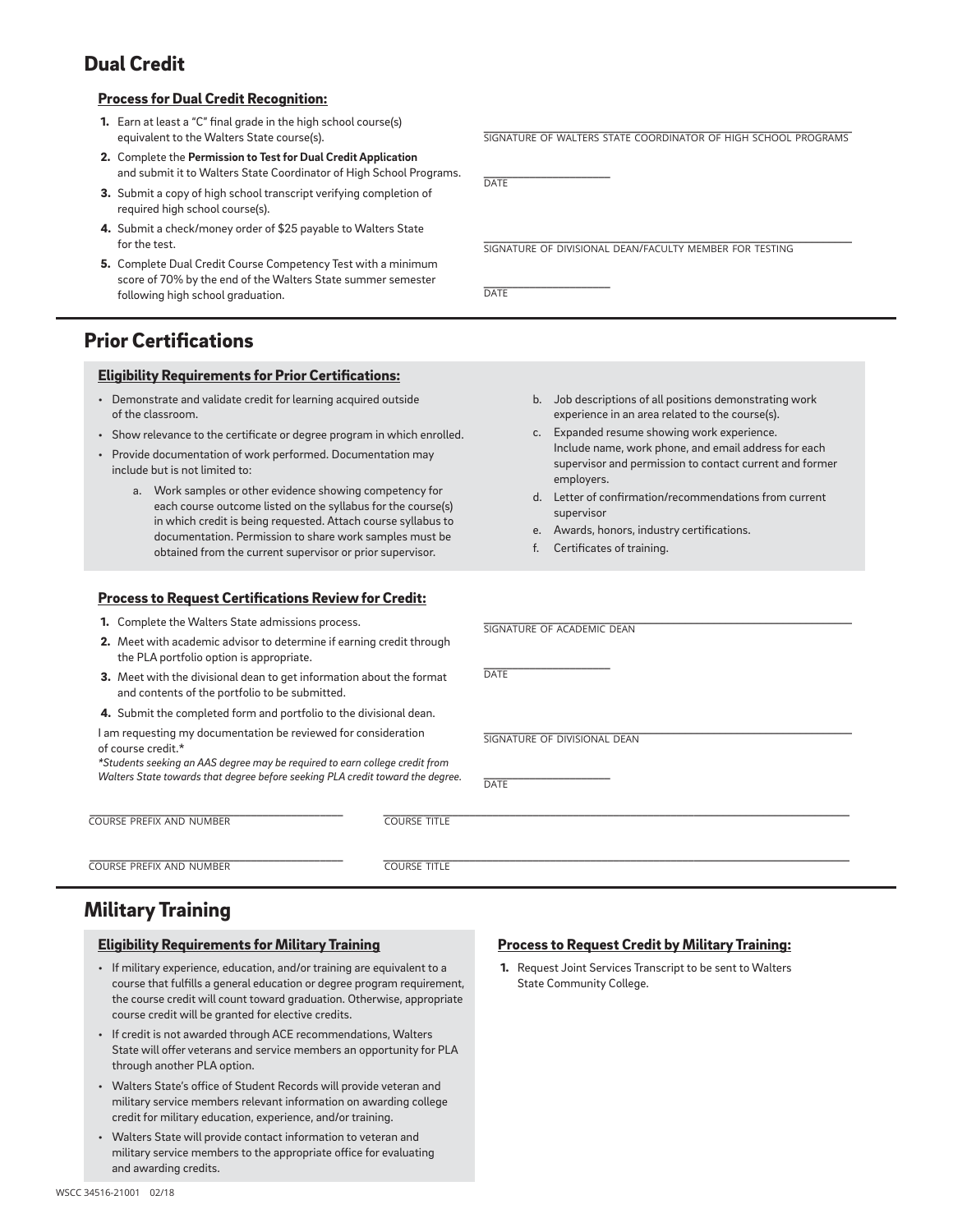## Dual Credit

### Process for Dual Credit Recognition:

1. Earn at least a "C" final grade in the high school course(s) equivalent to the Walters State course(s).
2. Complete the **Permission to Test for Dual Credit Application** and submit it to Walters State Coordinator of High School Programs.
3. Submit a copy of high school transcript verifying completion of required high school course(s).
4. Submit a check/money order of $25 payable to Walters State for the test.
5. Complete Dual Credit Course Competency Test with a minimum score of 70% by the end of the Walters State summer semester following high school graduation.

SIGNATURE OF WALTERS STATE COORDINATOR OF HIGH SCHOOL PROGRAMS

DATE

SIGNATURE OF DIVISIONAL DEAN/FACULTY MEMBER FOR TESTING

DATE

## Prior Certifications

### Eligibility Requirements for Prior Certifications:

- Demonstrate and validate credit for learning acquired outside of the classroom.
- Show relevance to the certificate or degree program in which enrolled.
- Provide documentation of work performed. Documentation may include but is not limited to:
  a. Work samples or other evidence showing competency for each course outcome listed on the syllabus for the course(s) in which credit is being requested. Attach course syllabus to documentation. Permission to share work samples must be obtained from the current supervisor or prior supervisor.
  b. Job descriptions of all positions demonstrating work experience in an area related to the course(s).
  c. Expanded resume showing work experience. Include name, work phone, and email address for each supervisor and permission to contact current and former employers.
  d. Letter of confirmation/recommendations from current supervisor
  e. Awards, honors, industry certifications.
  f. Certificates of training.

### Process to Request Certifications Review for Credit:

1. Complete the Walters State admissions process.
2. Meet with academic advisor to determine if earning credit through the PLA portfolio option is appropriate.
3. Meet with the divisional dean to get information about the format and contents of the portfolio to be submitted.
4. Submit the completed form and portfolio to the divisional dean.

I am requesting my documentation be reviewed for consideration of course credit.*

*\*Students seeking an AAS degree may be required to earn college credit from Walters State towards that degree before seeking PLA credit toward the degree.*

SIGNATURE OF ACADEMIC DEAN

DATE

SIGNATURE OF DIVISIONAL DEAN

DATE

COURSE PREFIX AND NUMBER | COURSE TITLE

COURSE PREFIX AND NUMBER | COURSE TITLE

## Military Training

### Eligibility Requirements for Military Training

- If military experience, education, and/or training are equivalent to a course that fulfills a general education or degree program requirement, the course credit will count toward graduation. Otherwise, appropriate course credit will be granted for elective credits.
- If credit is not awarded through ACE recommendations, Walters State will offer veterans and service members an opportunity for PLA through another PLA option.
- Walters State's office of Student Records will provide veteran and military service members relevant information on awarding college credit for military education, experience, and/or training.
- Walters State will provide contact information to veteran and military service members to the appropriate office for evaluating and awarding credits.

### Process to Request Credit by Military Training:

1. Request Joint Services Transcript to be sent to Walters State Community College.

WSCC 34516-21001 02/18